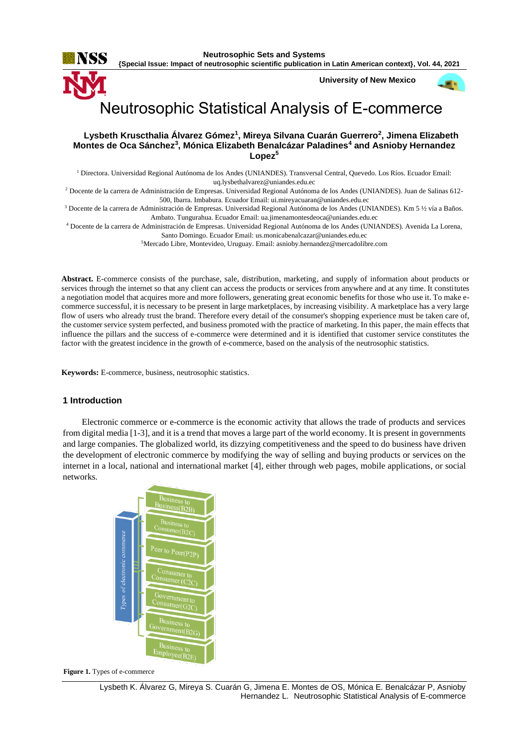# Neutrosophic Statistical Analysis of E-commerce

**Lysbeth Kruscthalia Álvarez Gómez[1], Mireya Silvana Cuarán Guerrero[2], Jimena Elizabeth Montes de Oca Sánchez[3], Mónica Elizabeth Benalcázar Paladines[4] and Asnioby Hernandez Lopez[5]**

[1] Directora. Universidad Regional Autónoma de los Andes (UNIANDES). Transversal Central, Quevedo. Los Ríos. Ecuador Email: uq.lysbethalvarez@uniandes.edu.ec

[2] Docente de la carrera de Administración de Empresas. Universidad Regional Autónoma de los Andes (UNIANDES). Juan de Salinas 612-500, Ibarra. Imbabura. Ecuador Email: ui.mireyacuaran@uniandes.edu.ec

[3] Docente de la carrera de Administración de Empresas. Universidad Regional Autónoma de los Andes (UNIANDES). Km 5 ½ vía a Baños. Ambato. Tungurahua. Ecuador Email: ua.jimenamontesdeoca@uniandes.edu.ec

[4] Docente de la carrera de Administración de Empresas. Universidad Regional Autónoma de los Andes (UNIANDES). Avenida La Lorena, Santo Domingo. Ecuador Email: us.monicabenalcazar@uniandes.edu.ec

[5] Mercado Libre, Montevideo, Uruguay. Email: asnioby.hernandez@mercadolibre.com

**Abstract.** E-commerce consists of the purchase, sale, distribution, marketing, and supply of information about products or services through the internet so that any client can access the products or services from anywhere and at any time. It constitutes a negotiation model that acquires more and more followers, generating great economic benefits for those who use it. To make e-commerce successful, it is necessary to be present in large marketplaces, by increasing visibility. A marketplace has a very large flow of users who already trust the brand. Therefore every detail of the consumer's shopping experience must be taken care of, the customer service system perfected, and business promoted with the practice of marketing. In this paper, the main effects that influence the pillars and the success of e-commerce were determined and it is identified that customer service constitutes the factor with the greatest incidence in the growth of e-commerce, based on the analysis of the neutrosophic statistics.

**Keywords:** E-commerce, business, neutrosophic statistics.

## 1 Introduction

Electronic commerce or e-commerce is the economic activity that allows the trade of products and services from digital media [1-3], and it is a trend that moves a large part of the world economy. It is present in governments and large companies. The globalized world, its dizzying competitiveness and the speed to do business have driven the development of electronic commerce by modifying the way of selling and buying products or services on the internet in a local, national and international market [4], either through web pages, mobile applications, or social networks.

Types of electronic commerce: Business to Business(B2B), Business to Consumer(B2C), Peer to Peer(P2P), Consumer to Consumer (C2C), Government to Consumer(G2C), Business to Government(B2G), Business to Employee(B2E)

**Figure 1.** Types of e-commerce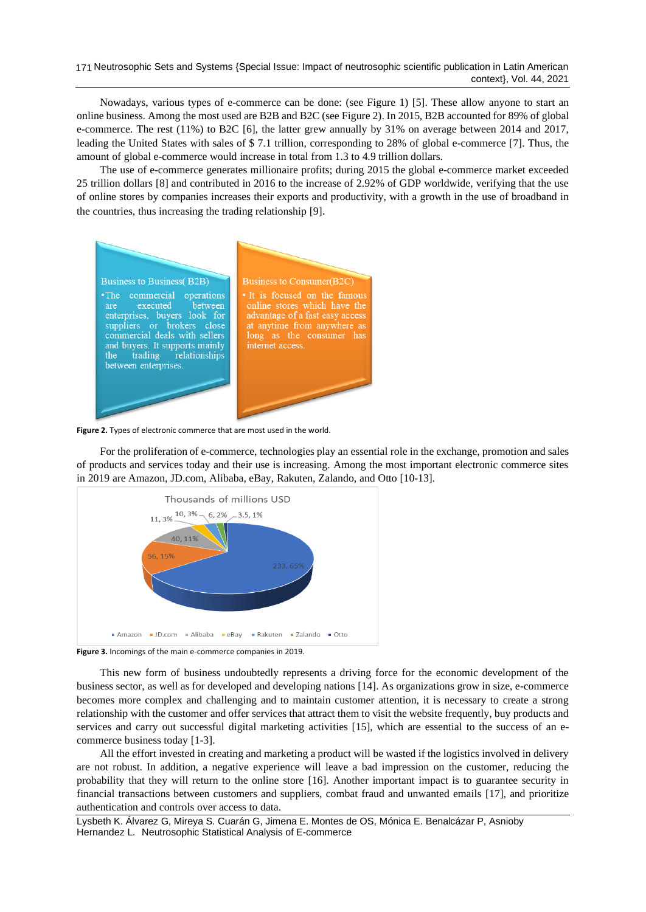Nowadays, various types of e-commerce can be done: (see Figure 1) [5]. These allow anyone to start an online business. Among the most used are B2B and B2C (see Figure 2). In 2015, B2B accounted for 89% of global e-commerce. The rest (11%) to B2C [6], the latter grew annually by 31% on average between 2014 and 2017, leading the United States with sales of $ 7.1 trillion, corresponding to 28% of global e-commerce [7]. Thus, the amount of global e-commerce would increase in total from 1.3 to 4.9 trillion dollars.

The use of e-commerce generates millionaire profits; during 2015 the global e-commerce market exceeded 25 trillion dollars [8] and contributed in 2016 to the increase of 2.92% of GDP worldwide, verifying that the use of online stores by companies increases their exports and productivity, with a growth in the use of broadband in the countries, thus increasing the trading relationship [9].

Business to Business( B2B)

- The commercial operations are executed between enterprises, buyers look for suppliers or brokers close commercial deals with sellers and buyers. It supports mainly the trading relationships between enterprises.

Business to Consumer(B2C)

- It is focused on the famous online stores which have the advantage of a fast easy access at anytime from anywhere as long as the consumer has internet access.

**Figure 2.** Types of electronic commerce that are most used in the world.

For the proliferation of e-commerce, technologies play an essential role in the exchange, promotion and sales of products and services today and their use is increasing. Among the most important electronic commerce sites in 2019 are Amazon, JD.com, Alibaba, eBay, Rakuten, Zalando, and Otto [10-13].

Thousands of millions USD

| Company | Value | Percentage |
|---|---|---|
| Amazon | 233 | 65% |
| JD.com | 56 | 15% |
| Alibaba | 40 | 11% |
| eBay | 11 | 3% |
| Rakuten | 10 | 3% |
| Zalando | 6 | 2% |
| Otto | 3.5 | 1% |

**Figure 3.** Incomings of the main e-commerce companies in 2019.

This new form of business undoubtedly represents a driving force for the economic development of the business sector, as well as for developed and developing nations [14]. As organizations grow in size, e-commerce becomes more complex and challenging and to maintain customer attention, it is necessary to create a strong relationship with the customer and offer services that attract them to visit the website frequently, buy products and services and carry out successful digital marketing activities [15], which are essential to the success of an e-commerce business today [1-3].

All the effort invested in creating and marketing a product will be wasted if the logistics involved in delivery are not robust. In addition, a negative experience will leave a bad impression on the customer, reducing the probability that they will return to the online store [16]. Another important impact is to guarantee security in financial transactions between customers and suppliers, combat fraud and unwanted emails [17], and prioritize authentication and controls over access to data.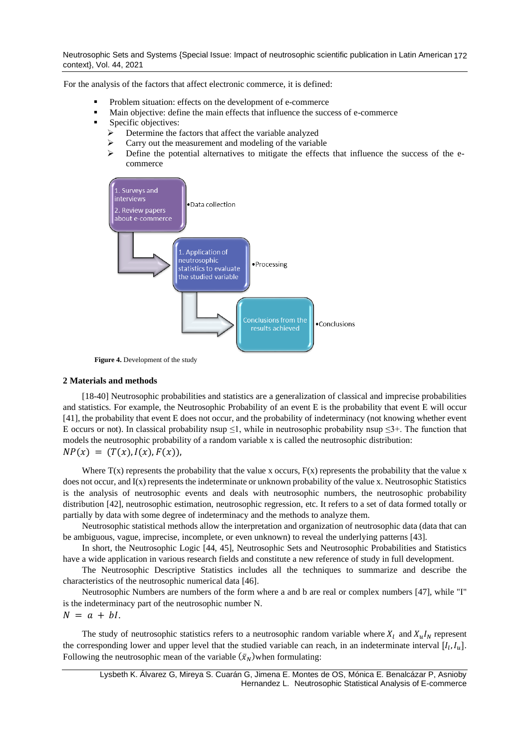For the analysis of the factors that affect electronic commerce, it is defined:

- Problem situation: effects on the development of e-commerce
- Main objective: define the main effects that influence the success of e-commerce
- Specific objectives:
  - Determine the factors that affect the variable analyzed
  - Carry out the measurement and modeling of the variable
  - Define the potential alternatives to mitigate the effects that influence the success of the e-commerce

1. Surveys and interviews
2. Review papers about e-commerce

•Data collection

1. Application of neutrosophic statistics to evaluate the studied variable

•Processing

Conclusions from the results achieved

•Conclusions

**Figure 4.** Development of the study

## 2 Materials and methods

[18-40] Neutrosophic probabilities and statistics are a generalization of classical and imprecise probabilities and statistics. For example, the Neutrosophic Probability of an event E is the probability that event E will occur [41], the probability that event E does not occur, and the probability of indeterminacy (not knowing whether event E occurs or not). In classical probability nsup ≤1, while in neutrosophic probability nsup ≤3+. The function that models the neutrosophic probability of a random variable x is called the neutrosophic distribution:

$$NP(x) = (T(x), I(x), F(x)),$$

Where T(x) represents the probability that the value x occurs, F(x) represents the probability that the value x does not occur, and I(x) represents the indeterminate or unknown probability of the value x. Neutrosophic Statistics is the analysis of neutrosophic events and deals with neutrosophic numbers, the neutrosophic probability distribution [42], neutrosophic estimation, neutrosophic regression, etc. It refers to a set of data formed totally or partially by data with some degree of indeterminacy and the methods to analyze them.

Neutrosophic statistical methods allow the interpretation and organization of neutrosophic data (data that can be ambiguous, vague, imprecise, incomplete, or even unknown) to reveal the underlying patterns [43].

In short, the Neutrosophic Logic [44, 45], Neutrosophic Sets and Neutrosophic Probabilities and Statistics have a wide application in various research fields and constitute a new reference of study in full development.

The Neutrosophic Descriptive Statistics includes all the techniques to summarize and describe the characteristics of the neutrosophic numerical data [46].

Neutrosophic Numbers are numbers of the form where a and b are real or complex numbers [47], while "I" is the indeterminacy part of the neutrosophic number N.

$$N = a + bI.$$

The study of neutrosophic statistics refers to a neutrosophic random variable where $X_l$ and $X_u I_N$ represent the corresponding lower and upper level that the studied variable can reach, in an indeterminate interval $[I_l, I_u]$. Following the neutrosophic mean of the variable $(\bar{x}_N)$when formulating: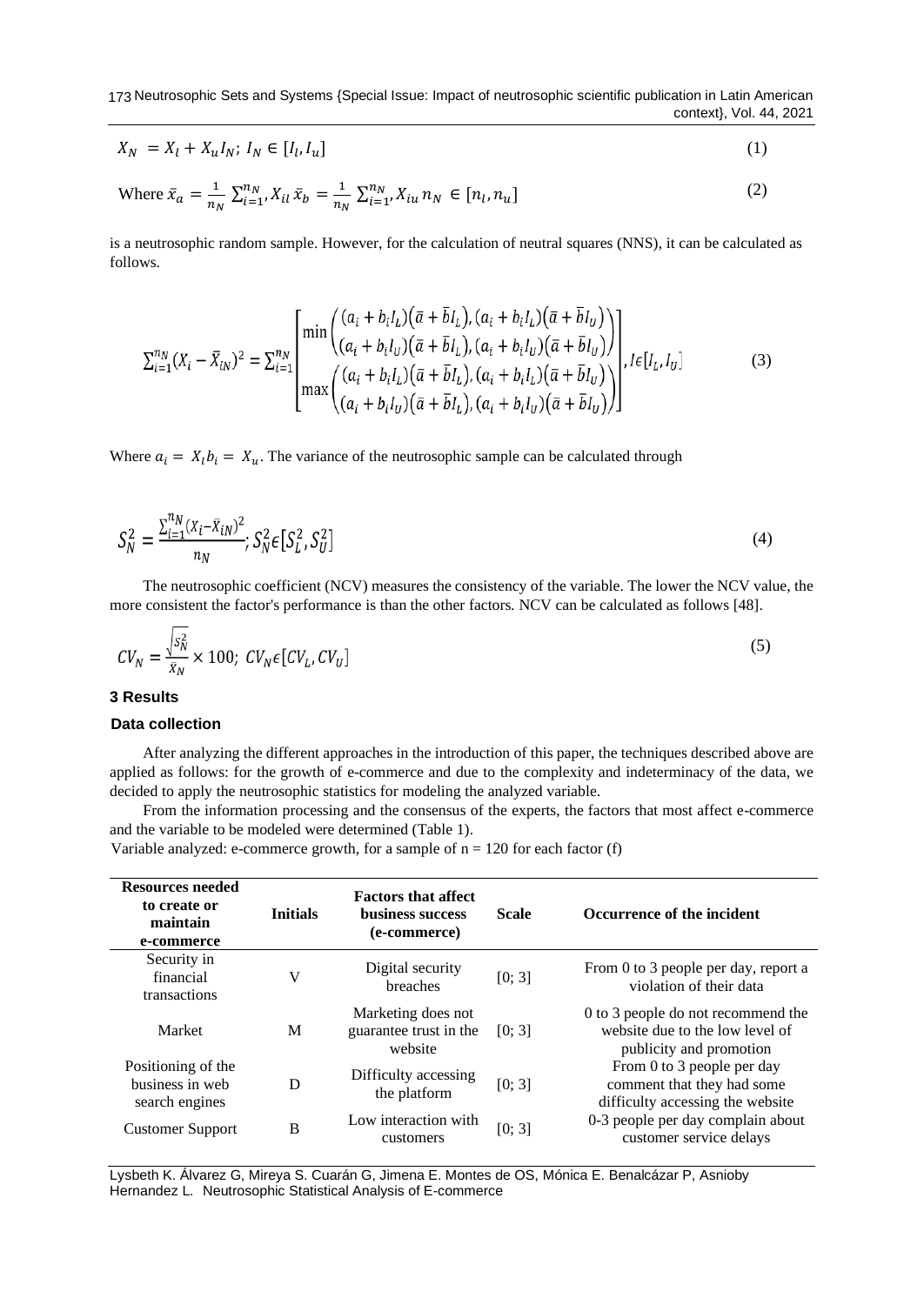$$X_N = X_l + X_u I_N;\ I_N \in [I_l, I_u] \tag{1}$$

$$\text{Where } \bar{x}_a = \frac{1}{n_N}\sum_{i=1}^{n_N}, X_{il}\ \bar{x}_b = \frac{1}{n_N}\sum_{i=1}^{n_N}, X_{iu}\ n_N \in [n_l, n_u] \tag{2}$$

is a neutrosophic random sample. However, for the calculation of neutral squares (NNS), it can be calculated as follows.

$$\sum_{i=1}^{n_N}(X_i - \bar{X}_{iN})^2 = \sum_{i=1}^{n_N}\begin{bmatrix} \min\begin{pmatrix} (a_i + b_i I_L)(\bar{a} + \bar{b} I_L), (a_i + b_i I_L)(\bar{a} + \bar{b} I_U) \\ (a_i + b_i I_U)(\bar{a} + \bar{b} I_L), (a_i + b_i I_U)(\bar{a} + \bar{b} I_U) \end{pmatrix} \\ \max\begin{pmatrix} (a_i + b_i I_L)(\bar{a} + \bar{b} I_L), (a_i + b_i I_L)(\bar{a} + \bar{b} I_U) \\ (a_i + b_i I_U)(\bar{a} + \bar{b} I_L), (a_i + b_i I_U)(\bar{a} + \bar{b} I_U) \end{pmatrix} \end{bmatrix}, I \epsilon [I_L, I_U] \tag{3}$$

Where $a_i = X_l b_i = X_u$. The variance of the neutrosophic sample can be calculated through

$$S_N^2 = \frac{\sum_{i=1}^{n_N}(X_i - \bar{X}_{iN})^2}{n_N};\ S_N^2 \epsilon [S_L^2, S_U^2] \tag{4}$$

The neutrosophic coefficient (NCV) measures the consistency of the variable. The lower the NCV value, the more consistent the factor's performance is than the other factors. NCV can be calculated as follows [48].

$$CV_N = \frac{\sqrt{S_N^2}}{\bar{X}_N} \times 100;\ CV_N \epsilon [CV_L, CV_U] \tag{5}$$

## 3 Results

### Data collection

After analyzing the different approaches in the introduction of this paper, the techniques described above are applied as follows: for the growth of e-commerce and due to the complexity and indeterminacy of the data, we decided to apply the neutrosophic statistics for modeling the analyzed variable.

From the information processing and the consensus of the experts, the factors that most affect e-commerce and the variable to be modeled were determined (Table 1).

Variable analyzed: e-commerce growth, for a sample of n = 120 for each factor (f)

| Resources needed to create or maintain e-commerce | Initials | Factors that affect business success (e-commerce) | Scale | Occurrence of the incident |
|---|---|---|---|---|
| Security in financial transactions | V | Digital security breaches | [0; 3] | From 0 to 3 people per day, report a violation of their data |
| Market | M | Marketing does not guarantee trust in the website | [0; 3] | 0 to 3 people do not recommend the website due to the low level of publicity and promotion |
| Positioning of the business in web search engines | D | Difficulty accessing the platform | [0; 3] | From 0 to 3 people per day comment that they had some difficulty accessing the website |
| Customer Support | B | Low interaction with customers | [0; 3] | 0-3 people per day complain about customer service delays |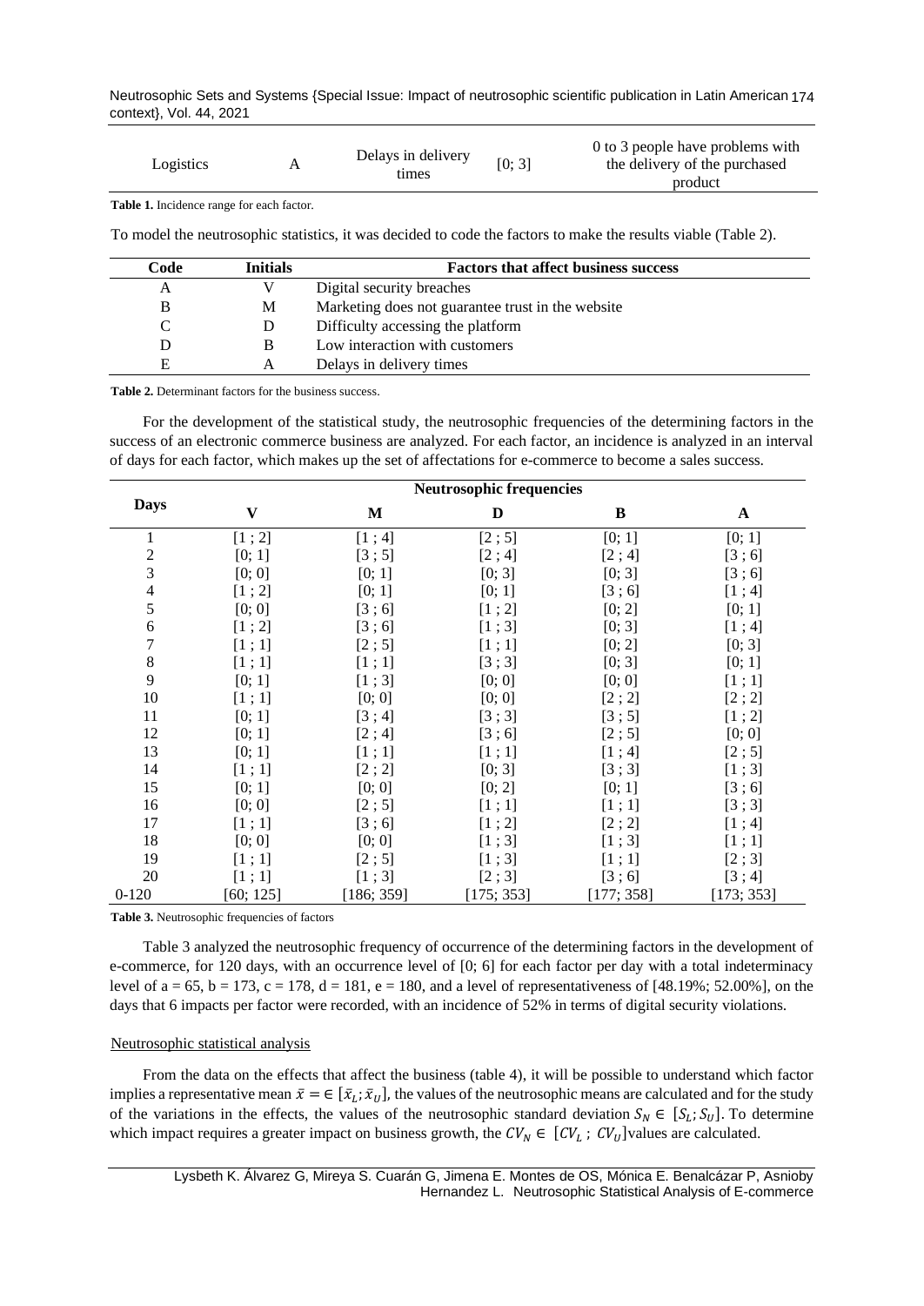| Logistics | A | Delays in delivery times | [0; 3] | 0 to 3 people have problems with the delivery of the purchased product |
|---|---|---|---|---|

**Table 1.** Incidence range for each factor.

To model the neutrosophic statistics, it was decided to code the factors to make the results viable (Table 2).

| Code | Initials | Factors that affect business success |
|---|---|---|
| A | V | Digital security breaches |
| B | M | Marketing does not guarantee trust in the website |
| C | D | Difficulty accessing the platform |
| D | B | Low interaction with customers |
| E | A | Delays in delivery times |

**Table 2.** Determinant factors for the business success.

For the development of the statistical study, the neutrosophic frequencies of the determining factors in the success of an electronic commerce business are analyzed. For each factor, an incidence is analyzed in an interval of days for each factor, which makes up the set of affectations for e-commerce to become a sales success.

| Days | Neutrosophic frequencies | | | | |
|---|---|---|---|---|---|
| | V | M | D | B | A |
| 1 | [1 ; 2] | [1 ; 4] | [2 ; 5] | [0; 1] | [0; 1] |
| 2 | [0; 1] | [3 ; 5] | [2 ; 4] | [2 ; 4] | [3 ; 6] |
| 3 | [0; 0] | [0; 1] | [0; 3] | [0; 3] | [3 ; 6] |
| 4 | [1 ; 2] | [0; 1] | [0; 1] | [3 ; 6] | [1 ; 4] |
| 5 | [0; 0] | [3 ; 6] | [1 ; 2] | [0; 2] | [0; 1] |
| 6 | [1 ; 2] | [3 ; 6] | [1 ; 3] | [0; 3] | [1 ; 4] |
| 7 | [1 ; 1] | [2 ; 5] | [1 ; 1] | [0; 2] | [0; 3] |
| 8 | [1 ; 1] | [1 ; 1] | [3 ; 3] | [0; 3] | [0; 1] |
| 9 | [0; 1] | [1 ; 3] | [0; 0] | [0; 0] | [1 ; 1] |
| 10 | [1 ; 1] | [0; 0] | [0; 0] | [2 ; 2] | [2 ; 2] |
| 11 | [0; 1] | [3 ; 4] | [3 ; 3] | [3 ; 5] | [1 ; 2] |
| 12 | [0; 1] | [2 ; 4] | [3 ; 6] | [2 ; 5] | [0; 0] |
| 13 | [0; 1] | [1 ; 1] | [1 ; 1] | [1 ; 4] | [2 ; 5] |
| 14 | [1 ; 1] | [2 ; 2] | [0; 3] | [3 ; 3] | [1 ; 3] |
| 15 | [0; 1] | [0; 0] | [0; 2] | [0; 1] | [3 ; 6] |
| 16 | [0; 0] | [2 ; 5] | [1 ; 1] | [1 ; 1] | [3 ; 3] |
| 17 | [1 ; 1] | [3 ; 6] | [1 ; 2] | [2 ; 2] | [1 ; 4] |
| 18 | [0; 0] | [0; 0] | [1 ; 3] | [1 ; 3] | [1 ; 1] |
| 19 | [1 ; 1] | [2 ; 5] | [1 ; 3] | [1 ; 1] | [2 ; 3] |
| 20 | [1 ; 1] | [1 ; 3] | [2 ; 3] | [3 ; 6] | [3 ; 4] |
| 0-120 | [60; 125] | [186; 359] | [175; 353] | [177; 358] | [173; 353] |

**Table 3.** Neutrosophic frequencies of factors

Table 3 analyzed the neutrosophic frequency of occurrence of the determining factors in the development of e-commerce, for 120 days, with an occurrence level of [0; 6] for each factor per day with a total indeterminacy level of a = 65, b = 173, c = 178, d = 181, e = 180, and a level of representativeness of [48.19%; 52.00%], on the days that 6 impacts per factor were recorded, with an incidence of 52% in terms of digital security violations.

Neutrosophic statistical analysis

From the data on the effects that affect the business (table 4), it will be possible to understand which factor implies a representative mean $\bar{x} = \in [\bar{x}_L; \bar{x}_U]$, the values of the neutrosophic means are calculated and for the study of the variations in the effects, the values of the neutrosophic standard deviation $S_N \in [S_L; S_U]$. To determine which impact requires a greater impact on business growth, the $CV_N \in [CV_L ; CV_U]$values are calculated.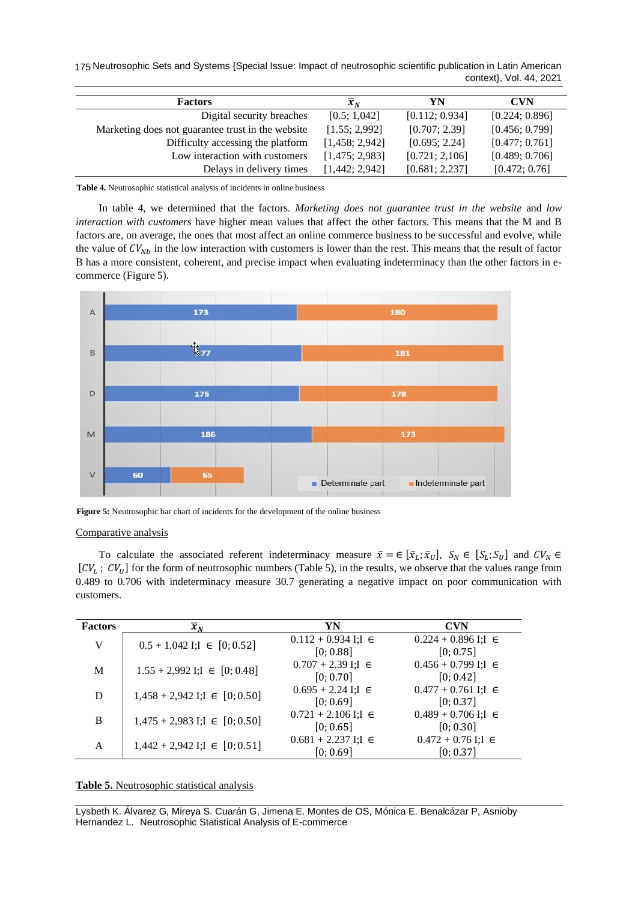| Factors | $\bar{x}_N$ | YN | CVN |
|---|---|---|---|
| Digital security breaches | [0.5; 1,042] | [0.112; 0.934] | [0.224; 0.896] |
| Marketing does not guarantee trust in the website | [1.55; 2,992] | [0.707; 2.39] | [0.456; 0.799] |
| Difficulty accessing the platform | [1,458; 2,942] | [0.695; 2.24] | [0.477; 0.761] |
| Low interaction with customers | [1,475; 2,983] | [0.721; 2,106] | [0.489; 0.706] |
| Delays in delivery times | [1,442; 2,942] | [0.681; 2,237] | [0.472; 0.76] |

**Table 4.** Neutrosophic statistical analysis of incidents in online business

In table 4, we determined that the factors. *Marketing does not guarantee trust in the website* and *low interaction with customers* have higher mean values that affect the other factors. This means that the M and B factors are, on average, the ones that most affect an online commerce business to be successful and evolve, while the value of $CV_{Nb}$ in the low interaction with customers is lower than the rest. This means that the result of factor B has a more consistent, coherent, and precise impact when evaluating indeterminacy than the other factors in e-commerce (Figure 5).

**Figure 5:** Neutrosophic bar chart of incidents for the development of the online business

Comparative analysis

To calculate the associated referent indeterminacy measure $\bar{x} = \in [\bar{x}_L; \bar{x}_U]$, $S_N \in [S_L; S_U]$ and $CV_N \in [CV_L\,;\, CV_U]$ for the form of neutrosophic numbers (Table 5), in the results, we observe that the values range from 0.489 to 0.706 with indeterminacy measure 30.7 generating a negative impact on poor communication with customers.

| Factors | $\bar{x}_N$ | YN | CVN |
|---|---|---|---|
| V | 0.5 + 1.042 I;I $\in$ [0; 0.52] | 0.112 + 0.934 I;I $\in$ [0; 0.88] | 0.224 + 0.896 I;I $\in$ [0; 0.75] |
| M | 1.55 + 2,992 I;I $\in$ [0; 0.48] | 0.707 + 2.39 I;I $\in$ [0; 0.70] | 0.456 + 0.799 I;I $\in$ [0; 0.42] |
| D | 1,458 + 2,942 I;I $\in$ [0; 0.50] | 0.695 + 2.24 I;I $\in$ [0; 0.69] | 0.477 + 0.761 I;I $\in$ [0; 0.37] |
| B | 1,475 + 2,983 I;I $\in$ [0; 0.50] | 0.721 + 2.106 I;I $\in$ [0; 0.65] | 0.489 + 0.706 I;I $\in$ [0; 0.30] |
| A | 1,442 + 2,942 I;I $\in$ [0; 0.51] | 0.681 + 2.237 I;I $\in$ [0; 0.69] | 0.472 + 0.76 I;I $\in$ [0; 0.37] |

**Table 5.** Neutrosophic statistical analysis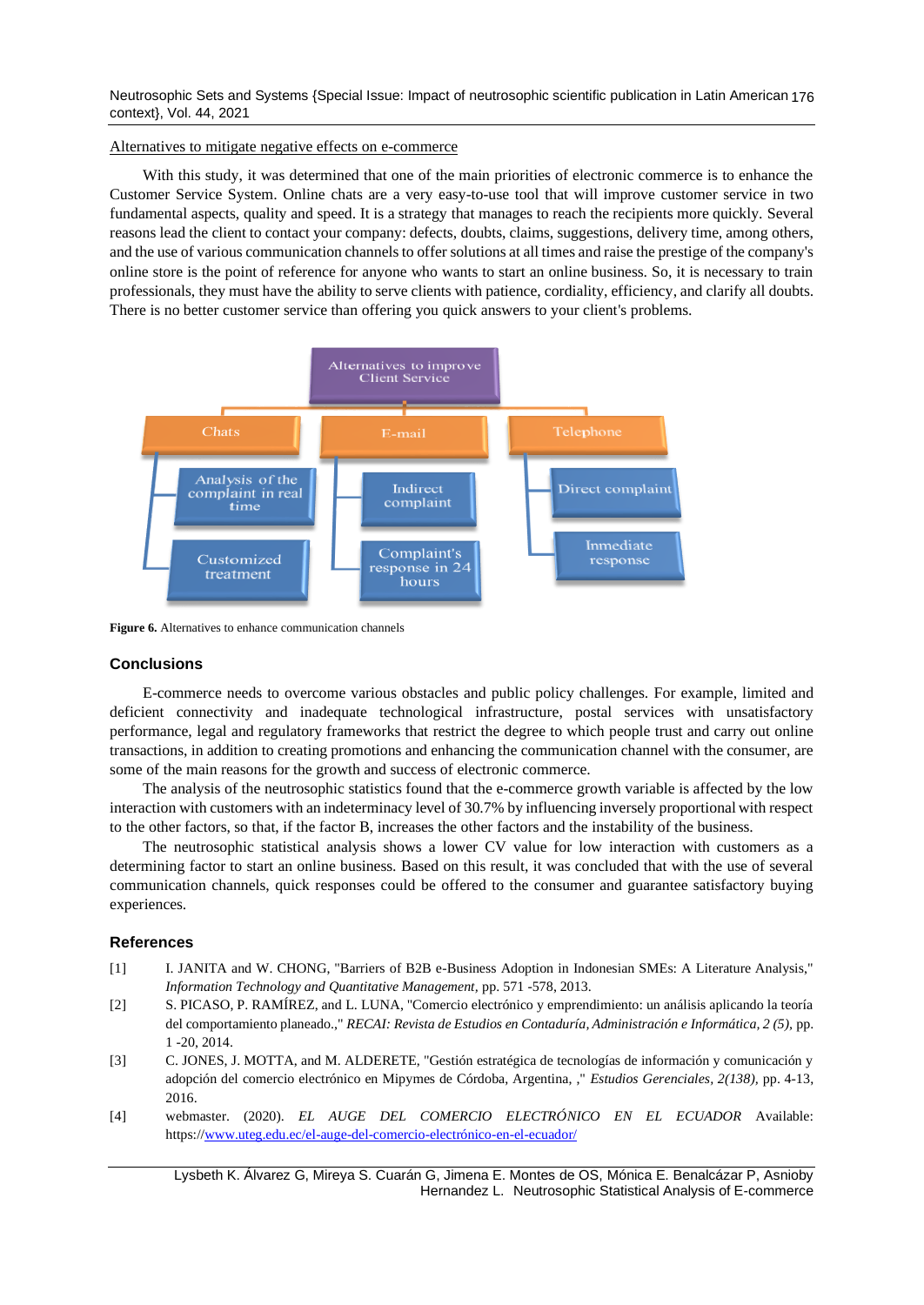Alternatives to mitigate negative effects on e-commerce

With this study, it was determined that one of the main priorities of electronic commerce is to enhance the Customer Service System. Online chats are a very easy-to-use tool that will improve customer service in two fundamental aspects, quality and speed. It is a strategy that manages to reach the recipients more quickly. Several reasons lead the client to contact your company: defects, doubts, claims, suggestions, delivery time, among others, and the use of various communication channels to offer solutions at all times and raise the prestige of the company's online store is the point of reference for anyone who wants to start an online business. So, it is necessary to train professionals, they must have the ability to serve clients with patience, cordiality, efficiency, and clarify all doubts. There is no better customer service than offering you quick answers to your client's problems.

Alternatives to improve Client Service

- Chats
  - Analysis of the complaint in real time
  - Customized treatment
- E-mail
  - Indirect complaint
  - Complaint's response in 24 hours
- Telephone
  - Direct complaint
  - Immediate response

**Figure 6.** Alternatives to enhance communication channels

## Conclusions

E-commerce needs to overcome various obstacles and public policy challenges. For example, limited and deficient connectivity and inadequate technological infrastructure, postal services with unsatisfactory performance, legal and regulatory frameworks that restrict the degree to which people trust and carry out online transactions, in addition to creating promotions and enhancing the communication channel with the consumer, are some of the main reasons for the growth and success of electronic commerce.

The analysis of the neutrosophic statistics found that the e-commerce growth variable is affected by the low interaction with customers with an indeterminacy level of 30.7% by influencing inversely proportional with respect to the other factors, so that, if the factor B, increases the other factors and the instability of the business.

The neutrosophic statistical analysis shows a lower CV value for low interaction with customers as a determining factor to start an online business. Based on this result, it was concluded that with the use of several communication channels, quick responses could be offered to the consumer and guarantee satisfactory buying experiences.

## References

[1] I. JANITA and W. CHONG, "Barriers of B2B e-Business Adoption in Indonesian SMEs: A Literature Analysis," *Information Technology and Quantitative Management*, pp. 571 -578, 2013.

[2] S. PICASO, P. RAMÍREZ, and L. LUNA, "Comercio electrónico y emprendimiento: un análisis aplicando la teoría del comportamiento planeado.," *RECAI: Revista de Estudios en Contaduría, Administración e Informática, 2 (5)*, pp. 1 -20, 2014.

[3] C. JONES, J. MOTTA, and M. ALDERETE, "Gestión estratégica de tecnologías de información y comunicación y adopción del comercio electrónico en Mipymes de Córdoba, Argentina, ," *Estudios Gerenciales, 2(138)*, pp. 4-13, 2016.

[4] webmaster. (2020). *EL AUGE DEL COMERCIO ELECTRÓNICO EN EL ECUADOR* Available: https://www.uteg.edu.ec/el-auge-del-comercio-electrónico-en-el-ecuador/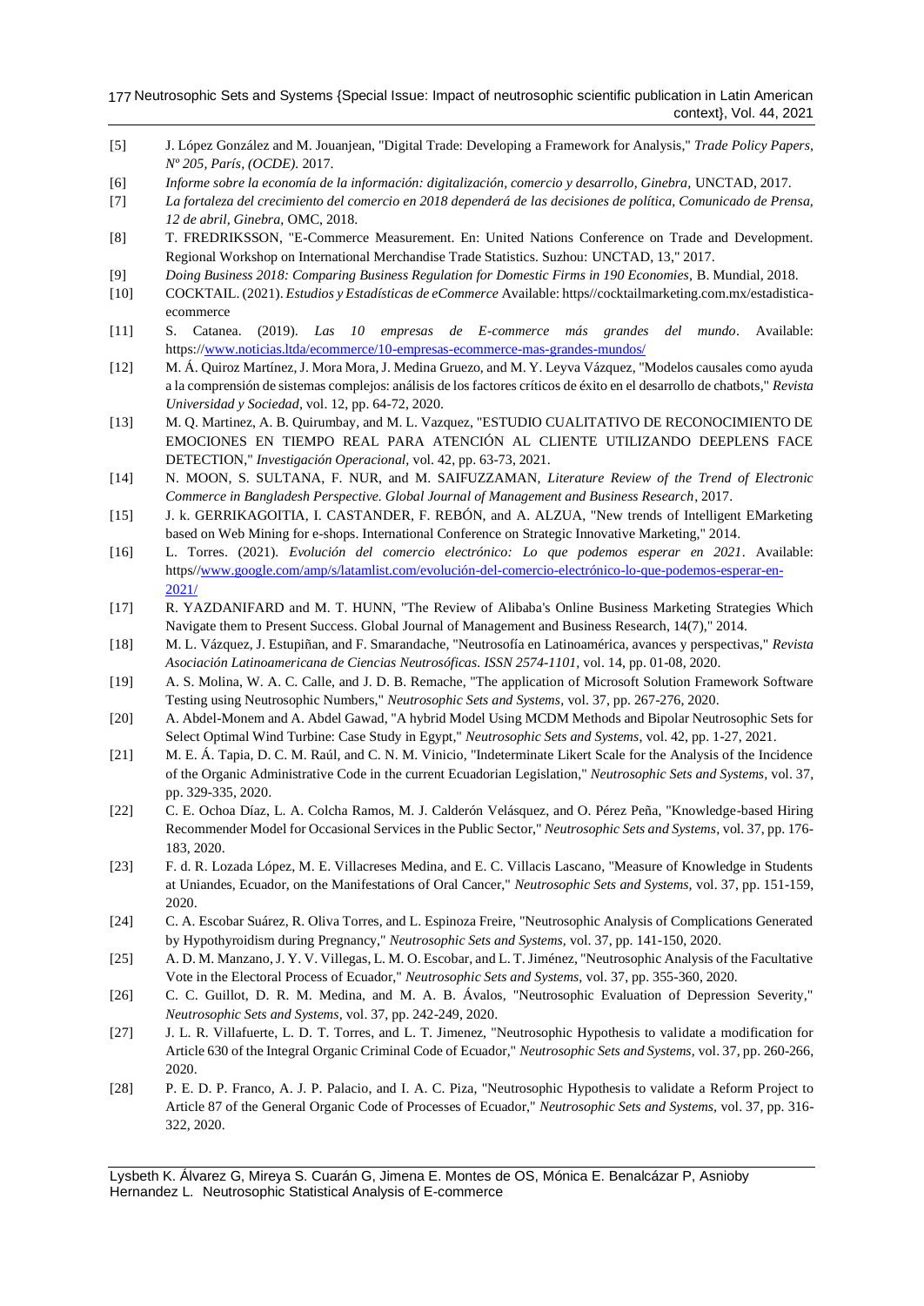[5] J. López González and M. Jouanjean, "Digital Trade: Developing a Framework for Analysis," *Trade Policy Papers, Nº 205, París, (OCDE).* 2017.

[6] *Informe sobre la economía de la información: digitalización, comercio y desarrollo, Ginebra,* UNCTAD, 2017.

[7] *La fortaleza del crecimiento del comercio en 2018 dependerá de las decisiones de política, Comunicado de Prensa, 12 de abril, Ginebra,* OMC, 2018.

[8] T. FREDRIKSSON, "E-Commerce Measurement. En: United Nations Conference on Trade and Development. Regional Workshop on International Merchandise Trade Statistics. Suzhou: UNCTAD, 13," 2017.

[9] *Doing Business 2018: Comparing Business Regulation for Domestic Firms in 190 Economies,* B. Mundial, 2018.

[10] COCKTAIL. (2021). *Estudios y Estadísticas de eCommerce* Available: https//cocktailmarketing.com.mx/estadistica-ecommerce

[11] S. Catanea. (2019). *Las 10 empresas de E-commerce más grandes del mundo*. Available: https://www.noticias.ltda/ecommerce/10-empresas-ecommerce-mas-grandes-mundos/

[12] M. Á. Quiroz Martínez, J. Mora Mora, J. Medina Gruezo, and M. Y. Leyva Vázquez, "Modelos causales como ayuda a la comprensión de sistemas complejos: análisis de los factores críticos de éxito en el desarrollo de chatbots," *Revista Universidad y Sociedad,* vol. 12, pp. 64-72, 2020.

[13] M. Q. Martinez, A. B. Quirumbay, and M. L. Vazquez, "ESTUDIO CUALITATIVO DE RECONOCIMIENTO DE EMOCIONES EN TIEMPO REAL PARA ATENCIÓN AL CLIENTE UTILIZANDO DEEPLENS FACE DETECTION," *Investigación Operacional,* vol. 42, pp. 63-73, 2021.

[14] N. MOON, S. SULTANA, F. NUR, and M. SAIFUZZAMAN, *Literature Review of the Trend of Electronic Commerce in Bangladesh Perspective. Global Journal of Management and Business Research*, 2017.

[15] J. k. GERRIKAGOITIA, I. CASTANDER, F. REBÓN, and A. ALZUA, "New trends of Intelligent EMarketing based on Web Mining for e-shops. International Conference on Strategic Innovative Marketing," 2014.

[16] L. Torres. (2021). *Evolución del comercio electrónico: Lo que podemos esperar en 2021*. Available: https//www.google.com/amp/s/latamlist.com/evolución-del-comercio-electrónico-lo-que-podemos-esperar-en-2021/

[17] R. YAZDANIFARD and M. T. HUNN, "The Review of Alibaba's Online Business Marketing Strategies Which Navigate them to Present Success. Global Journal of Management and Business Research, 14(7)," 2014.

[18] M. L. Vázquez, J. Estupiñan, and F. Smarandache, "Neutrosofía en Latinoamérica, avances y perspectivas," *Revista Asociación Latinoamericana de Ciencias Neutrosóficas. ISSN 2574-1101,* vol. 14, pp. 01-08, 2020.

[19] A. S. Molina, W. A. C. Calle, and J. D. B. Remache, "The application of Microsoft Solution Framework Software Testing using Neutrosophic Numbers," *Neutrosophic Sets and Systems,* vol. 37, pp. 267-276, 2020.

[20] A. Abdel-Monem and A. Abdel Gawad, "A hybrid Model Using MCDM Methods and Bipolar Neutrosophic Sets for Select Optimal Wind Turbine: Case Study in Egypt," *Neutrosophic Sets and Systems,* vol. 42, pp. 1-27, 2021.

[21] M. E. Á. Tapia, D. C. M. Raúl, and C. N. M. Vinicio, "Indeterminate Likert Scale for the Analysis of the Incidence of the Organic Administrative Code in the current Ecuadorian Legislation," *Neutrosophic Sets and Systems,* vol. 37, pp. 329-335, 2020.

[22] C. E. Ochoa Díaz, L. A. Colcha Ramos, M. J. Calderón Velásquez, and O. Pérez Peña, "Knowledge-based Hiring Recommender Model for Occasional Services in the Public Sector," *Neutrosophic Sets and Systems,* vol. 37, pp. 176-183, 2020.

[23] F. d. R. Lozada López, M. E. Villacreses Medina, and E. C. Villacis Lascano, "Measure of Knowledge in Students at Uniandes, Ecuador, on the Manifestations of Oral Cancer," *Neutrosophic Sets and Systems,* vol. 37, pp. 151-159, 2020.

[24] C. A. Escobar Suárez, R. Oliva Torres, and L. Espinoza Freire, "Neutrosophic Analysis of Complications Generated by Hypothyroidism during Pregnancy," *Neutrosophic Sets and Systems,* vol. 37, pp. 141-150, 2020.

[25] A. D. M. Manzano, J. Y. V. Villegas, L. M. O. Escobar, and L. T. Jiménez, "Neutrosophic Analysis of the Facultative Vote in the Electoral Process of Ecuador," *Neutrosophic Sets and Systems,* vol. 37, pp. 355-360, 2020.

[26] C. C. Guillot, D. R. M. Medina, and M. A. B. Ávalos, "Neutrosophic Evaluation of Depression Severity," *Neutrosophic Sets and Systems,* vol. 37, pp. 242-249, 2020.

[27] J. L. R. Villafuerte, L. D. T. Torres, and L. T. Jimenez, "Neutrosophic Hypothesis to validate a modification for Article 630 of the Integral Organic Criminal Code of Ecuador," *Neutrosophic Sets and Systems,* vol. 37, pp. 260-266, 2020.

[28] P. E. D. P. Franco, A. J. P. Palacio, and I. A. C. Piza, "Neutrosophic Hypothesis to validate a Reform Project to Article 87 of the General Organic Code of Processes of Ecuador," *Neutrosophic Sets and Systems,* vol. 37, pp. 316-322, 2020.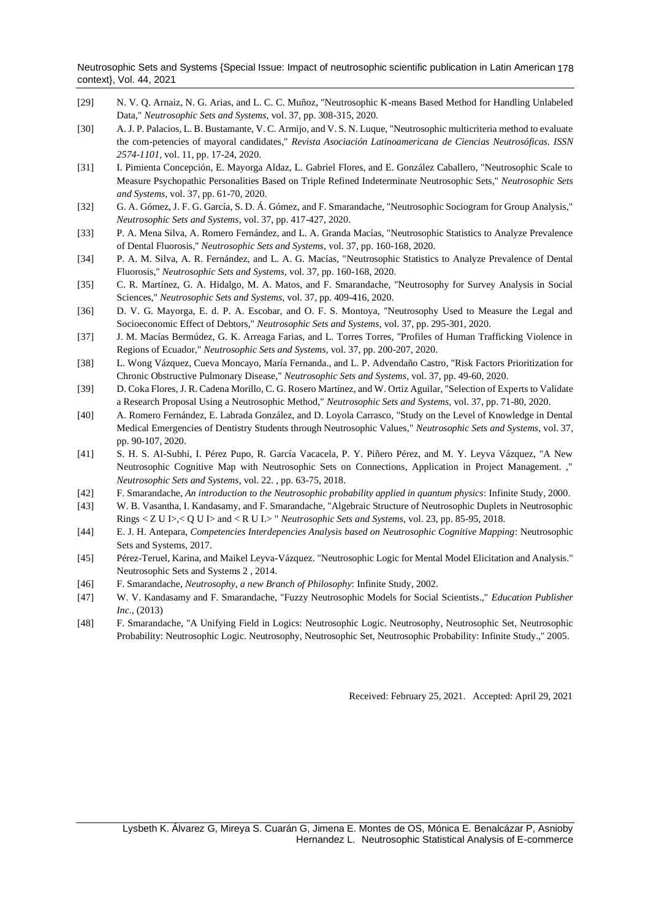[29] N. V. Q. Arnaiz, N. G. Arias, and L. C. C. Muñoz, "Neutrosophic K-means Based Method for Handling Unlabeled Data," *Neutrosophic Sets and Systems*, vol. 37, pp. 308-315, 2020.

[30] A. J. P. Palacios, L. B. Bustamante, V. C. Armijo, and V. S. N. Luque, "Neutrosophic multicriteria method to evaluate the com-petencies of mayoral candidates," *Revista Asociación Latinoamericana de Ciencias Neutrosóficas. ISSN 2574-1101*, vol. 11, pp. 17-24, 2020.

[31] I. Pimienta Concepción, E. Mayorga Aldaz, L. Gabriel Flores, and E. González Caballero, "Neutrosophic Scale to Measure Psychopathic Personalities Based on Triple Refined Indeterminate Neutrosophic Sets," *Neutrosophic Sets and Systems*, vol. 37, pp. 61-70, 2020.

[32] G. A. Gómez, J. F. G. García, S. D. Á. Gómez, and F. Smarandache, "Neutrosophic Sociogram for Group Analysis," *Neutrosophic Sets and Systems*, vol. 37, pp. 417-427, 2020.

[33] P. A. Mena Silva, A. Romero Fernández, and L. A. Granda Macías, "Neutrosophic Statistics to Analyze Prevalence of Dental Fluorosis," *Neutrosophic Sets and Systems*, vol. 37, pp. 160-168, 2020.

[34] P. A. M. Silva, A. R. Fernández, and L. A. G. Macías, "Neutrosophic Statistics to Analyze Prevalence of Dental Fluorosis," *Neutrosophic Sets and Systems*, vol. 37, pp. 160-168, 2020.

[35] C. R. Martínez, G. A. Hidalgo, M. A. Matos, and F. Smarandache, "Neutrosophy for Survey Analysis in Social Sciences," *Neutrosophic Sets and Systems*, vol. 37, pp. 409-416, 2020.

[36] D. V. G. Mayorga, E. d. P. A. Escobar, and O. F. S. Montoya, "Neutrosophy Used to Measure the Legal and Socioeconomic Effect of Debtors," *Neutrosophic Sets and Systems*, vol. 37, pp. 295-301, 2020.

[37] J. M. Macías Bermúdez, G. K. Arreaga Farias, and L. Torres Torres, "Profiles of Human Trafficking Violence in Regions of Ecuador," *Neutrosophic Sets and Systems*, vol. 37, pp. 200-207, 2020.

[38] L. Wong Vázquez, Cueva Moncayo, María Fernanda., and L. P. Advendaño Castro, "Risk Factors Prioritization for Chronic Obstructive Pulmonary Disease," *Neutrosophic Sets and Systems*, vol. 37, pp. 49-60, 2020.

[39] D. Coka Flores, J. R. Cadena Morillo, C. G. Rosero Martínez, and W. Ortiz Aguilar, "Selection of Experts to Validate a Research Proposal Using a Neutrosophic Method," *Neutrosophic Sets and Systems*, vol. 37, pp. 71-80, 2020.

[40] A. Romero Fernández, E. Labrada González, and D. Loyola Carrasco, "Study on the Level of Knowledge in Dental Medical Emergencies of Dentistry Students through Neutrosophic Values," *Neutrosophic Sets and Systems*, vol. 37, pp. 90-107, 2020.

[41] S. H. S. Al-Subhi, I. Pérez Pupo, R. García Vacacela, P. Y. Piñero Pérez, and M. Y. Leyva Vázquez, "A New Neutrosophic Cognitive Map with Neutrosophic Sets on Connections, Application in Project Management. ," *Neutrosophic Sets and Systems*, vol. 22. , pp. 63-75, 2018.

[42] F. Smarandache, *An introduction to the Neutrosophic probability applied in quantum physics*: Infinite Study, 2000.

[43] W. B. Vasantha, I. Kandasamy, and F. Smarandache, "Algebraic Structure of Neutrosophic Duplets in Neutrosophic Rings < Z U I>,< Q U I> and < R U I.> " *Neutrosophic Sets and Systems*, vol. 23, pp. 85-95, 2018.

[44] E. J. H. Antepara, *Competencies Interdepencies Analysis based on Neutrosophic Cognitive Mapping*: Neutrosophic Sets and Systems, 2017.

[45] Pérez-Teruel, Karina, and Maikel Leyva-Vázquez. "Neutrosophic Logic for Mental Model Elicitation and Analysis." Neutrosophic Sets and Systems 2 , 2014.

[46] F. Smarandache, *Neutrosophy, a new Branch of Philosophy*: Infinite Study, 2002.

[47] W. V. Kandasamy and F. Smarandache, "Fuzzy Neutrosophic Models for Social Scientists.," *Education Publisher Inc.*, (2013)

[48] F. Smarandache, "A Unifying Field in Logics: Neutrosophic Logic. Neutrosophy, Neutrosophic Set, Neutrosophic Probability: Neutrosophic Logic. Neutrosophy, Neutrosophic Set, Neutrosophic Probability: Infinite Study.," 2005.

Received: February 25, 2021. Accepted: April 29, 2021